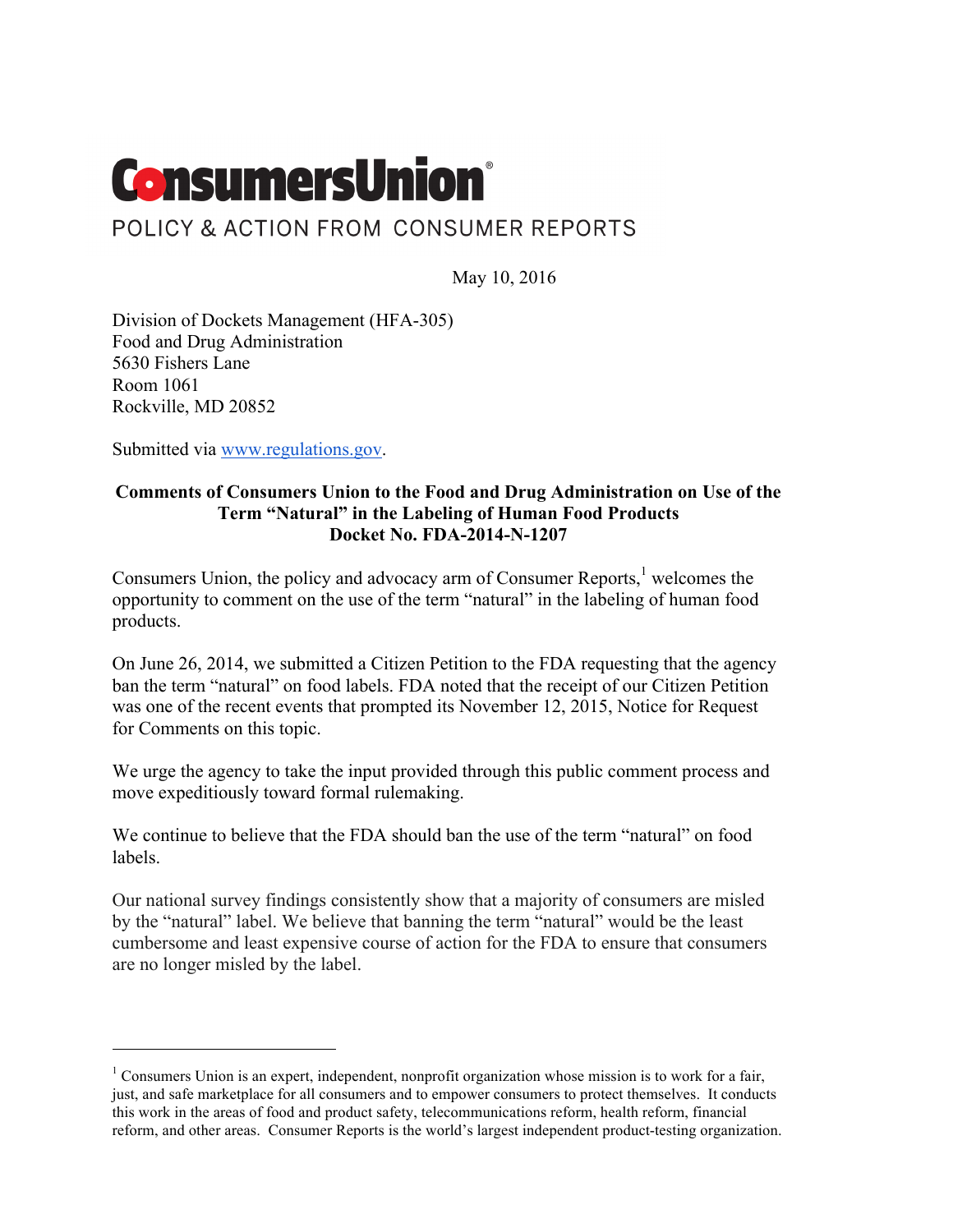# ConsumersUnion

POLICY & ACTION FROM CONSUMER REPORTS

May 10, 2016

Division of Dockets Management (HFA-305)
Food and Drug Administration
5630 Fishers Lane
Room 1061
Rockville, MD 20852

Submitted via www.regulations.gov.

**Comments of Consumers Union to the Food and Drug Administration on Use of the Term "Natural" in the Labeling of Human Food Products**
**Docket No. FDA-2014-N-1207**

Consumers Union, the policy and advocacy arm of Consumer Reports,[1] welcomes the opportunity to comment on the use of the term "natural" in the labeling of human food products.

On June 26, 2014, we submitted a Citizen Petition to the FDA requesting that the agency ban the term "natural" on food labels. FDA noted that the receipt of our Citizen Petition was one of the recent events that prompted its November 12, 2015, Notice for Request for Comments on this topic.

We urge the agency to take the input provided through this public comment process and move expeditiously toward formal rulemaking.

We continue to believe that the FDA should ban the use of the term "natural" on food labels.

Our national survey findings consistently show that a majority of consumers are misled by the "natural" label. We believe that banning the term "natural" would be the least cumbersome and least expensive course of action for the FDA to ensure that consumers are no longer misled by the label.

---

[1] Consumers Union is an expert, independent, nonprofit organization whose mission is to work for a fair, just, and safe marketplace for all consumers and to empower consumers to protect themselves. It conducts this work in the areas of food and product safety, telecommunications reform, health reform, financial reform, and other areas. Consumer Reports is the world's largest independent product-testing organization.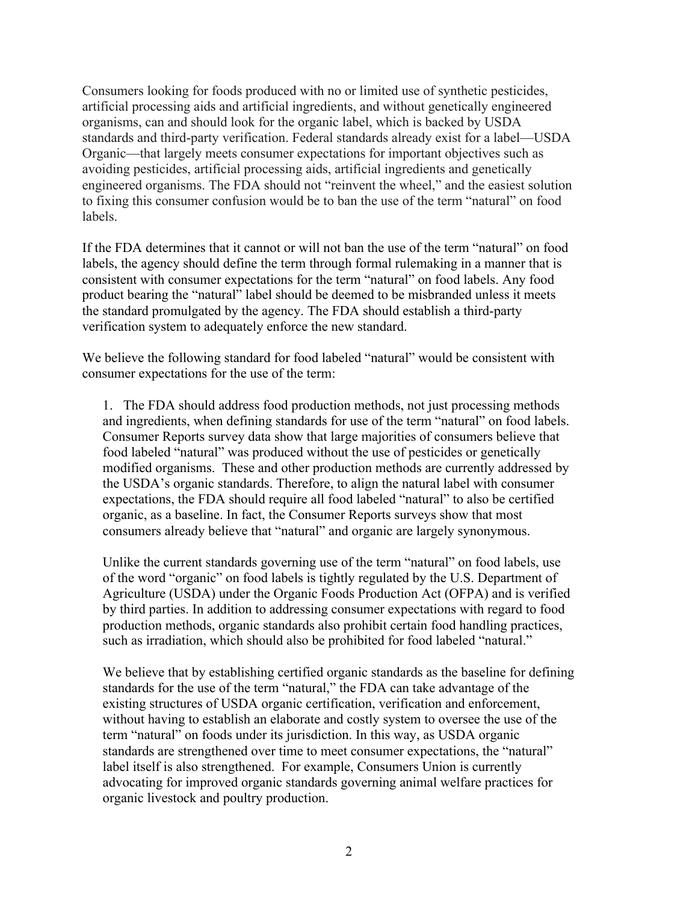Consumers looking for foods produced with no or limited use of synthetic pesticides, artificial processing aids and artificial ingredients, and without genetically engineered organisms, can and should look for the organic label, which is backed by USDA standards and third-party verification. Federal standards already exist for a label—USDA Organic—that largely meets consumer expectations for important objectives such as avoiding pesticides, artificial processing aids, artificial ingredients and genetically engineered organisms. The FDA should not "reinvent the wheel," and the easiest solution to fixing this consumer confusion would be to ban the use of the term "natural" on food labels.

If the FDA determines that it cannot or will not ban the use of the term "natural" on food labels, the agency should define the term through formal rulemaking in a manner that is consistent with consumer expectations for the term "natural" on food labels. Any food product bearing the "natural" label should be deemed to be misbranded unless it meets the standard promulgated by the agency. The FDA should establish a third-party verification system to adequately enforce the new standard.

We believe the following standard for food labeled "natural" would be consistent with consumer expectations for the use of the term:

1. The FDA should address food production methods, not just processing methods and ingredients, when defining standards for use of the term "natural" on food labels. Consumer Reports survey data show that large majorities of consumers believe that food labeled "natural" was produced without the use of pesticides or genetically modified organisms. These and other production methods are currently addressed by the USDA's organic standards. Therefore, to align the natural label with consumer expectations, the FDA should require all food labeled "natural" to also be certified organic, as a baseline. In fact, the Consumer Reports surveys show that most consumers already believe that "natural" and organic are largely synonymous.

   Unlike the current standards governing use of the term "natural" on food labels, use of the word "organic" on food labels is tightly regulated by the U.S. Department of Agriculture (USDA) under the Organic Foods Production Act (OFPA) and is verified by third parties. In addition to addressing consumer expectations with regard to food production methods, organic standards also prohibit certain food handling practices, such as irradiation, which should also be prohibited for food labeled "natural."

   We believe that by establishing certified organic standards as the baseline for defining standards for the use of the term "natural," the FDA can take advantage of the existing structures of USDA organic certification, verification and enforcement, without having to establish an elaborate and costly system to oversee the use of the term "natural" on foods under its jurisdiction. In this way, as USDA organic standards are strengthened over time to meet consumer expectations, the "natural" label itself is also strengthened. For example, Consumers Union is currently advocating for improved organic standards governing animal welfare practices for organic livestock and poultry production.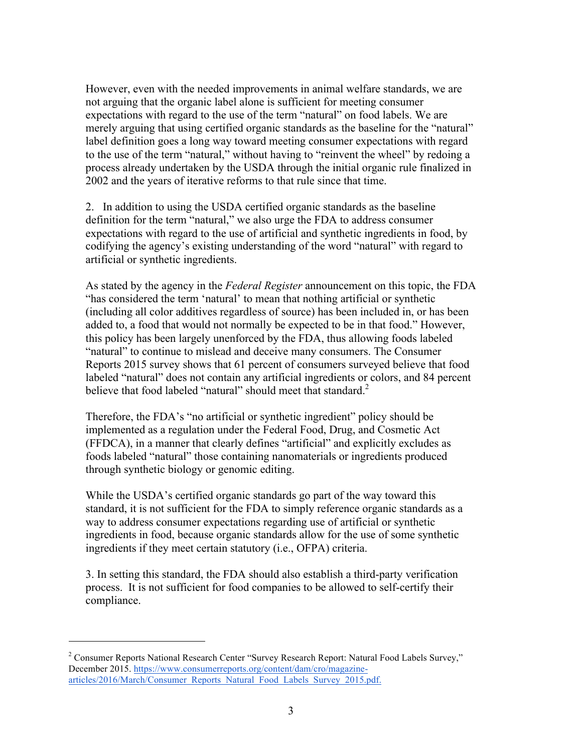However, even with the needed improvements in animal welfare standards, we are not arguing that the organic label alone is sufficient for meeting consumer expectations with regard to the use of the term "natural" on food labels. We are merely arguing that using certified organic standards as the baseline for the "natural" label definition goes a long way toward meeting consumer expectations with regard to the use of the term "natural," without having to "reinvent the wheel" by redoing a process already undertaken by the USDA through the initial organic rule finalized in 2002 and the years of iterative reforms to that rule since that time.

2. In addition to using the USDA certified organic standards as the baseline definition for the term "natural," we also urge the FDA to address consumer expectations with regard to the use of artificial and synthetic ingredients in food, by codifying the agency's existing understanding of the word "natural" with regard to artificial or synthetic ingredients.

As stated by the agency in the *Federal Register* announcement on this topic, the FDA "has considered the term 'natural' to mean that nothing artificial or synthetic (including all color additives regardless of source) has been included in, or has been added to, a food that would not normally be expected to be in that food." However, this policy has been largely unenforced by the FDA, thus allowing foods labeled "natural" to continue to mislead and deceive many consumers. The Consumer Reports 2015 survey shows that 61 percent of consumers surveyed believe that food labeled "natural" does not contain any artificial ingredients or colors, and 84 percent believe that food labeled "natural" should meet that standard.[2]

Therefore, the FDA's "no artificial or synthetic ingredient" policy should be implemented as a regulation under the Federal Food, Drug, and Cosmetic Act (FFDCA), in a manner that clearly defines "artificial" and explicitly excludes as foods labeled "natural" those containing nanomaterials or ingredients produced through synthetic biology or genomic editing.

While the USDA's certified organic standards go part of the way toward this standard, it is not sufficient for the FDA to simply reference organic standards as a way to address consumer expectations regarding use of artificial or synthetic ingredients in food, because organic standards allow for the use of some synthetic ingredients if they meet certain statutory (i.e., OFPA) criteria.

3. In setting this standard, the FDA should also establish a third-party verification process. It is not sufficient for food companies to be allowed to self-certify their compliance.

---

[2] Consumer Reports National Research Center "Survey Research Report: Natural Food Labels Survey," December 2015. https://www.consumerreports.org/content/dam/cro/magazine-articles/2016/March/Consumer_Reports_Natural_Food_Labels_Survey_2015.pdf.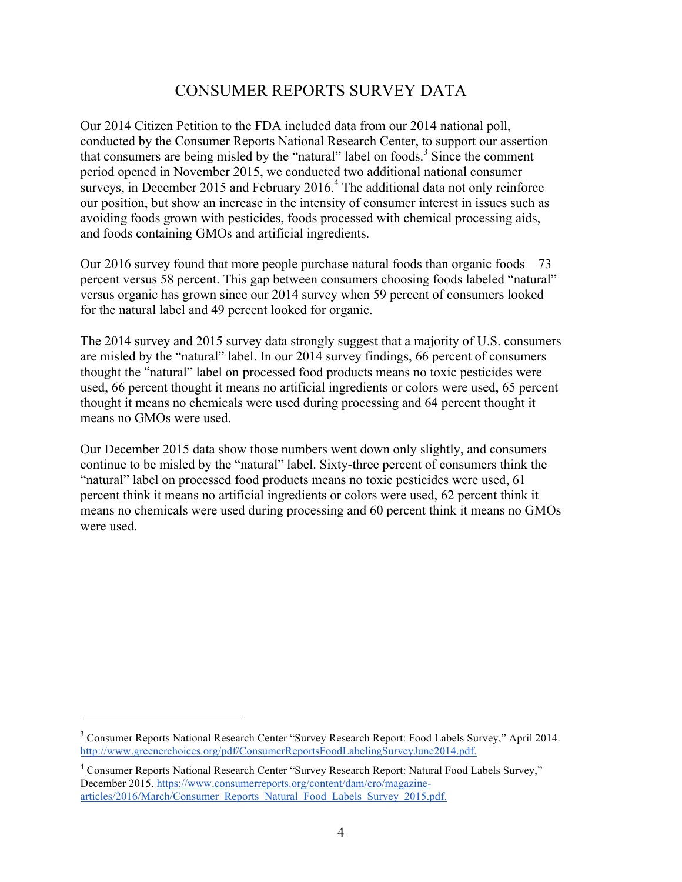## CONSUMER REPORTS SURVEY DATA

Our 2014 Citizen Petition to the FDA included data from our 2014 national poll, conducted by the Consumer Reports National Research Center, to support our assertion that consumers are being misled by the "natural" label on foods.[3] Since the comment period opened in November 2015, we conducted two additional national consumer surveys, in December 2015 and February 2016.[4] The additional data not only reinforce our position, but show an increase in the intensity of consumer interest in issues such as avoiding foods grown with pesticides, foods processed with chemical processing aids, and foods containing GMOs and artificial ingredients.

Our 2016 survey found that more people purchase natural foods than organic foods—73 percent versus 58 percent. This gap between consumers choosing foods labeled "natural" versus organic has grown since our 2014 survey when 59 percent of consumers looked for the natural label and 49 percent looked for organic.

The 2014 survey and 2015 survey data strongly suggest that a majority of U.S. consumers are misled by the "natural" label. In our 2014 survey findings, 66 percent of consumers thought the "natural" label on processed food products means no toxic pesticides were used, 66 percent thought it means no artificial ingredients or colors were used, 65 percent thought it means no chemicals were used during processing and 64 percent thought it means no GMOs were used.

Our December 2015 data show those numbers went down only slightly, and consumers continue to be misled by the "natural" label. Sixty-three percent of consumers think the "natural" label on processed food products means no toxic pesticides were used, 61 percent think it means no artificial ingredients or colors were used, 62 percent think it means no chemicals were used during processing and 60 percent think it means no GMOs were used.

---

[3] Consumer Reports National Research Center "Survey Research Report: Food Labels Survey," April 2014. http://www.greenerchoices.org/pdf/ConsumerReportsFoodLabelingSurveyJune2014.pdf.

[4] Consumer Reports National Research Center "Survey Research Report: Natural Food Labels Survey," December 2015. https://www.consumerreports.org/content/dam/cro/magazine-articles/2016/March/Consumer_Reports_Natural_Food_Labels_Survey_2015.pdf.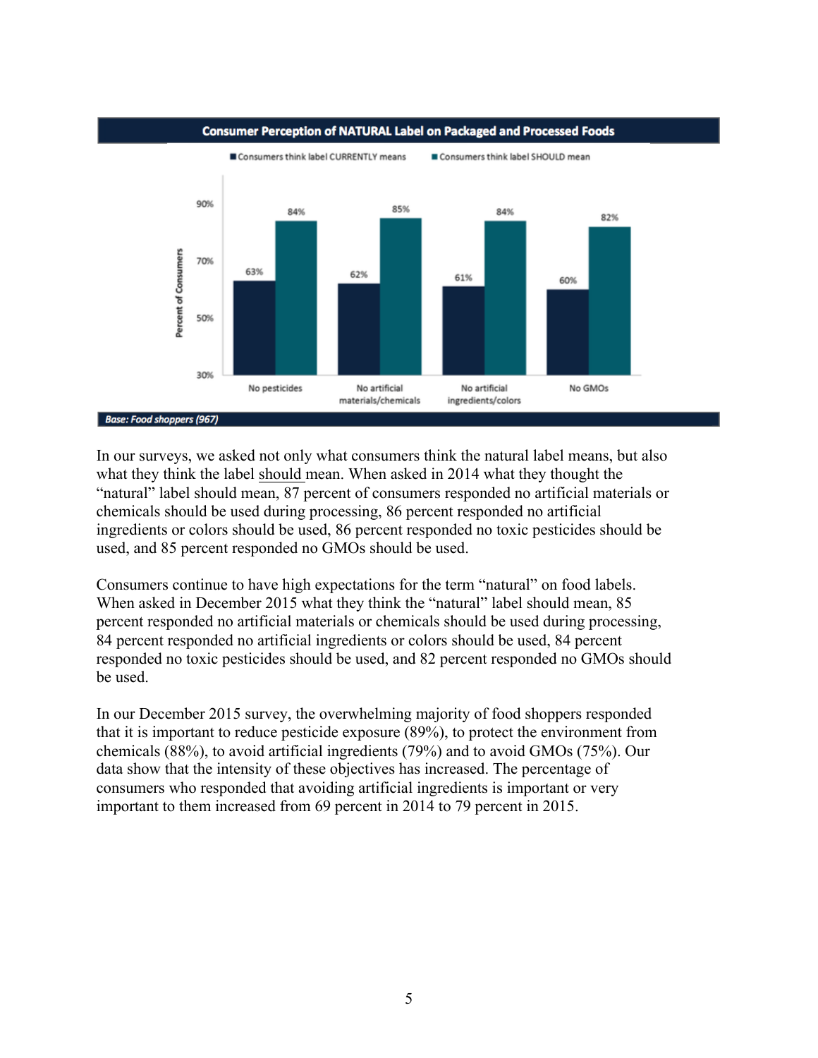**Consumer Perception of NATURAL Label on Packaged and Processed Foods**

| | Consumers think label CURRENTLY means | Consumers think label SHOULD mean |
|---|---|---|
| No pesticides | 63% | 84% |
| No artificial materials/chemicals | 62% | 85% |
| No artificial ingredients/colors | 61% | 84% |
| No GMOs | 60% | 82% |

*Base: Food shoppers (967)*

In our surveys, we asked not only what consumers think the natural label means, but also what they think the label should mean. When asked in 2014 what they thought the "natural" label should mean, 87 percent of consumers responded no artificial materials or chemicals should be used during processing, 86 percent responded no artificial ingredients or colors should be used, 86 percent responded no toxic pesticides should be used, and 85 percent responded no GMOs should be used.

Consumers continue to have high expectations for the term "natural" on food labels. When asked in December 2015 what they think the "natural" label should mean, 85 percent responded no artificial materials or chemicals should be used during processing, 84 percent responded no artificial ingredients or colors should be used, 84 percent responded no toxic pesticides should be used, and 82 percent responded no GMOs should be used.

In our December 2015 survey, the overwhelming majority of food shoppers responded that it is important to reduce pesticide exposure (89%), to protect the environment from chemicals (88%), to avoid artificial ingredients (79%) and to avoid GMOs (75%). Our data show that the intensity of these objectives has increased. The percentage of consumers who responded that avoiding artificial ingredients is important or very important to them increased from 69 percent in 2014 to 79 percent in 2015.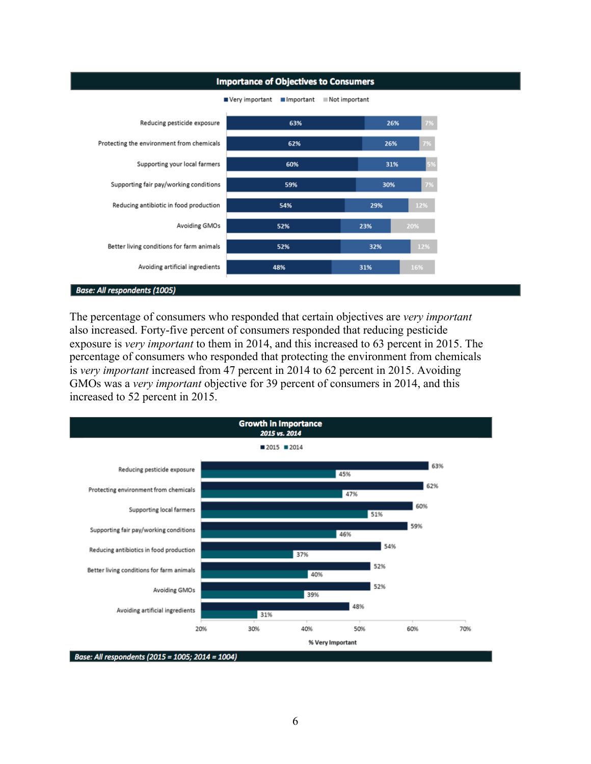**Importance of Objectives to Consumers**

| Objective | Very important | Important | Not important |
|---|---|---|---|
| Reducing pesticide exposure | 63% | 26% | 7% |
| Protecting the environment from chemicals | 62% | 26% | 7% |
| Supporting your local farmers | 60% | 31% | 5% |
| Supporting fair pay/working conditions | 59% | 30% | 7% |
| Reducing antibiotic in food production | 54% | 29% | 12% |
| Avoiding GMOs | 52% | 23% | 20% |
| Better living conditions for farm animals | 52% | 32% | 12% |
| Avoiding artificial ingredients | 48% | 31% | 16% |

*Base: All respondents (1005)*

The percentage of consumers who responded that certain objectives are *very important* also increased. Forty-five percent of consumers responded that reducing pesticide exposure is *very important* to them in 2014, and this increased to 63 percent in 2015. The percentage of consumers who responded that protecting the environment from chemicals is *very important* increased from 47 percent in 2014 to 62 percent in 2015. Avoiding GMOs was a *very important* objective for 39 percent of consumers in 2014, and this increased to 52 percent in 2015.

**Growth in Importance**
*2015 vs. 2014*

| Objective (% Very Important) | 2015 | 2014 |
|---|---|---|
| Reducing pesticide exposure | 63% | 45% |
| Protecting environment from chemicals | 62% | 47% |
| Supporting local farmers | 60% | 51% |
| Supporting fair pay/working conditions | 59% | 46% |
| Reducing antibiotics in food production | 54% | 37% |
| Better living conditions for farm animals | 52% | 40% |
| Avoiding GMOs | 52% | 39% |
| Avoiding artificial ingredients | 48% | 31% |

*Base: All respondents (2015 = 1005; 2014 = 1004)*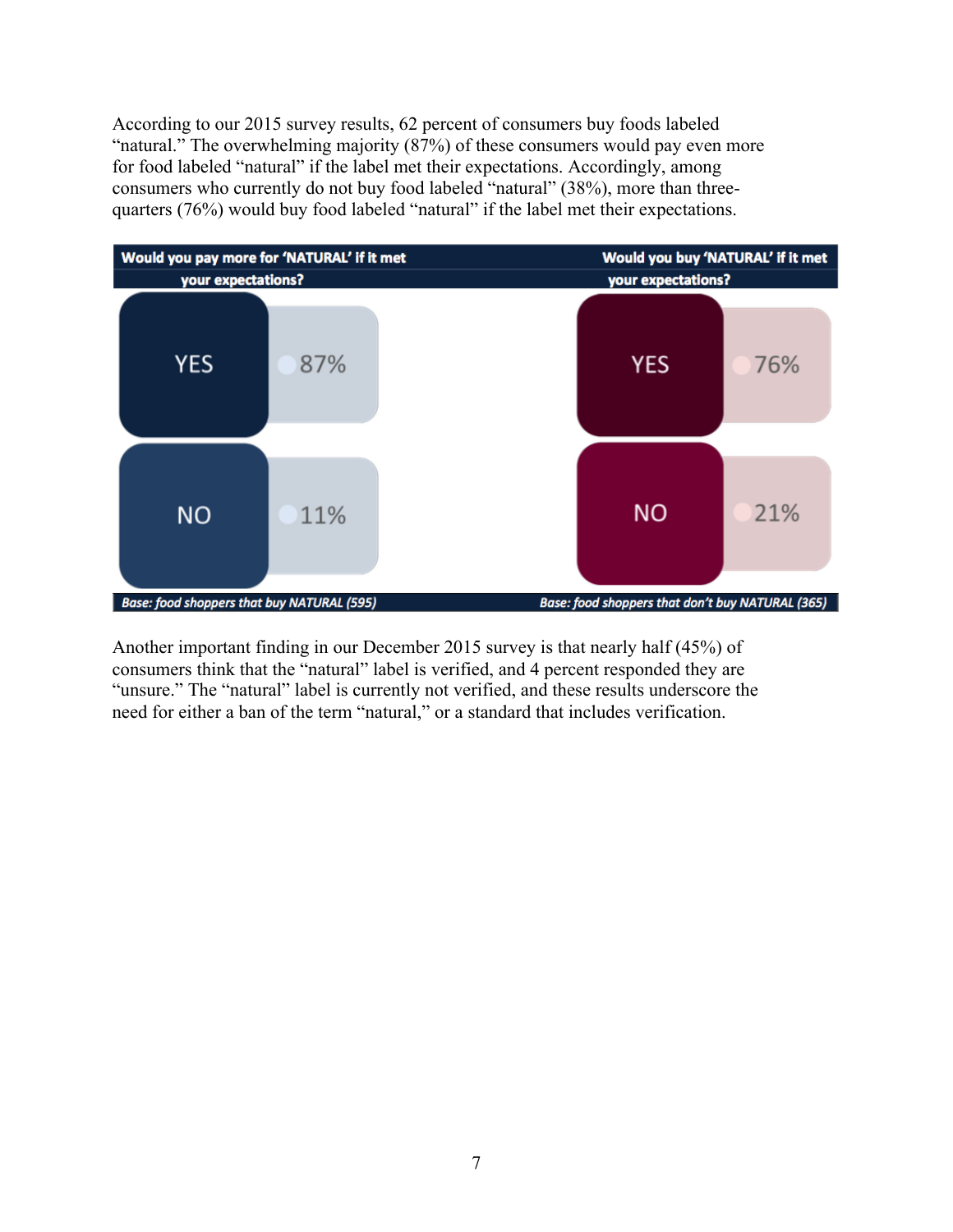According to our 2015 survey results, 62 percent of consumers buy foods labeled "natural." The overwhelming majority (87%) of these consumers would pay even more for food labeled "natural" if the label met their expectations. Accordingly, among consumers who currently do not buy food labeled "natural" (38%), more than three-quarters (76%) would buy food labeled "natural" if the label met their expectations.

| Would you pay more for 'NATURAL' if it met your expectations? | |
|---|---|
| YES | 87% |
| NO | 11% |
| *Base: food shoppers that buy NATURAL (595)* | |

| Would you buy 'NATURAL' if it met your expectations? | |
|---|---|
| YES | 76% |
| NO | 21% |
| *Base: food shoppers that don't buy NATURAL (365)* | |

Another important finding in our December 2015 survey is that nearly half (45%) of consumers think that the "natural" label is verified, and 4 percent responded they are "unsure." The "natural" label is currently not verified, and these results underscore the need for either a ban of the term "natural," or a standard that includes verification.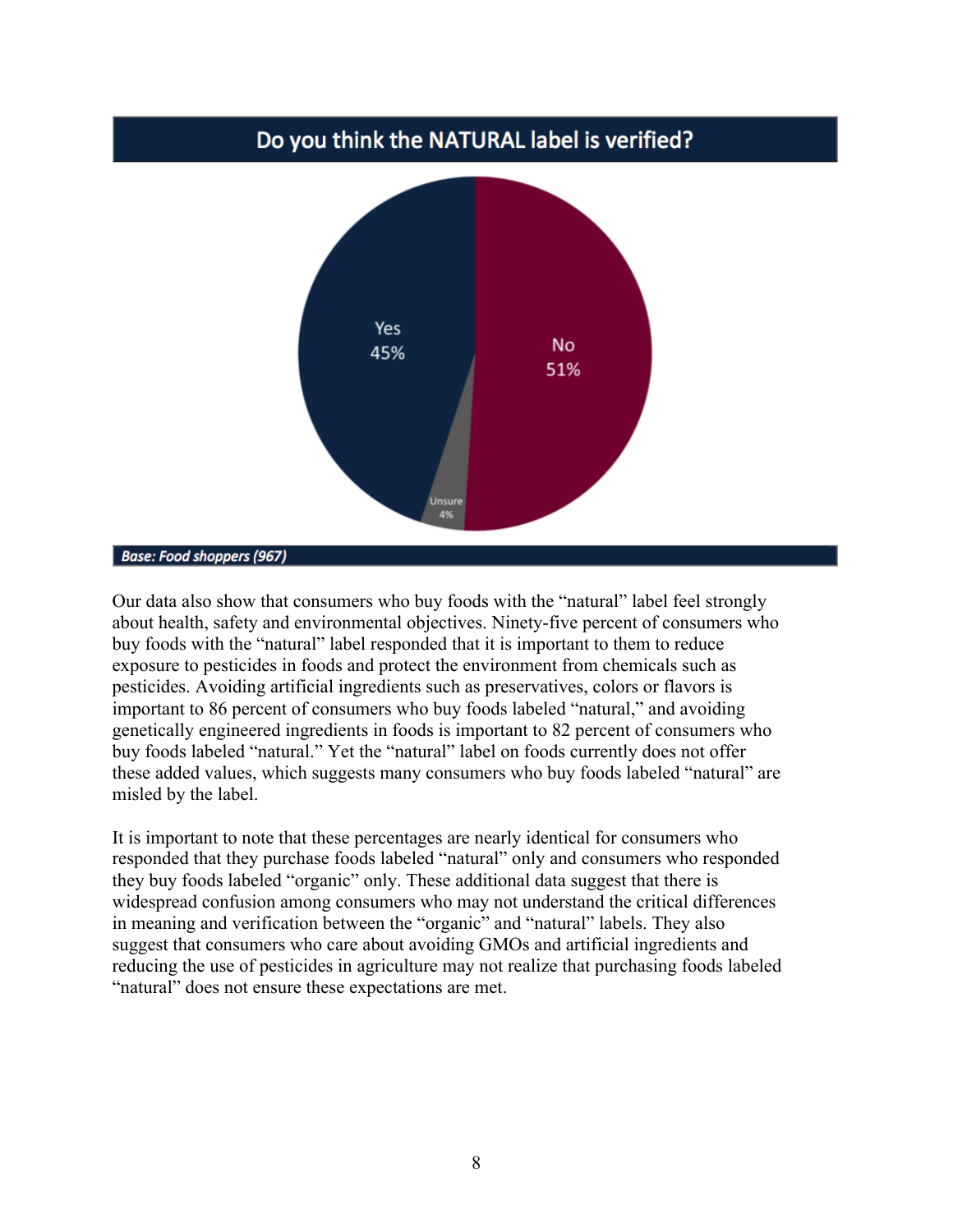**Do you think the NATURAL label is verified?**

| Response | Percent |
|---|---|
| Yes | 45% |
| No | 51% |
| Unsure | 4% |

*Base: Food shoppers (967)*

Our data also show that consumers who buy foods with the “natural” label feel strongly about health, safety and environmental objectives. Ninety-five percent of consumers who buy foods with the “natural” label responded that it is important to them to reduce exposure to pesticides in foods and protect the environment from chemicals such as pesticides. Avoiding artificial ingredients such as preservatives, colors or flavors is important to 86 percent of consumers who buy foods labeled “natural,” and avoiding genetically engineered ingredients in foods is important to 82 percent of consumers who buy foods labeled “natural.” Yet the “natural” label on foods currently does not offer these added values, which suggests many consumers who buy foods labeled “natural” are misled by the label.

It is important to note that these percentages are nearly identical for consumers who responded that they purchase foods labeled “natural” only and consumers who responded they buy foods labeled “organic” only. These additional data suggest that there is widespread confusion among consumers who may not understand the critical differences in meaning and verification between the “organic” and “natural” labels. They also suggest that consumers who care about avoiding GMOs and artificial ingredients and reducing the use of pesticides in agriculture may not realize that purchasing foods labeled “natural” does not ensure these expectations are met.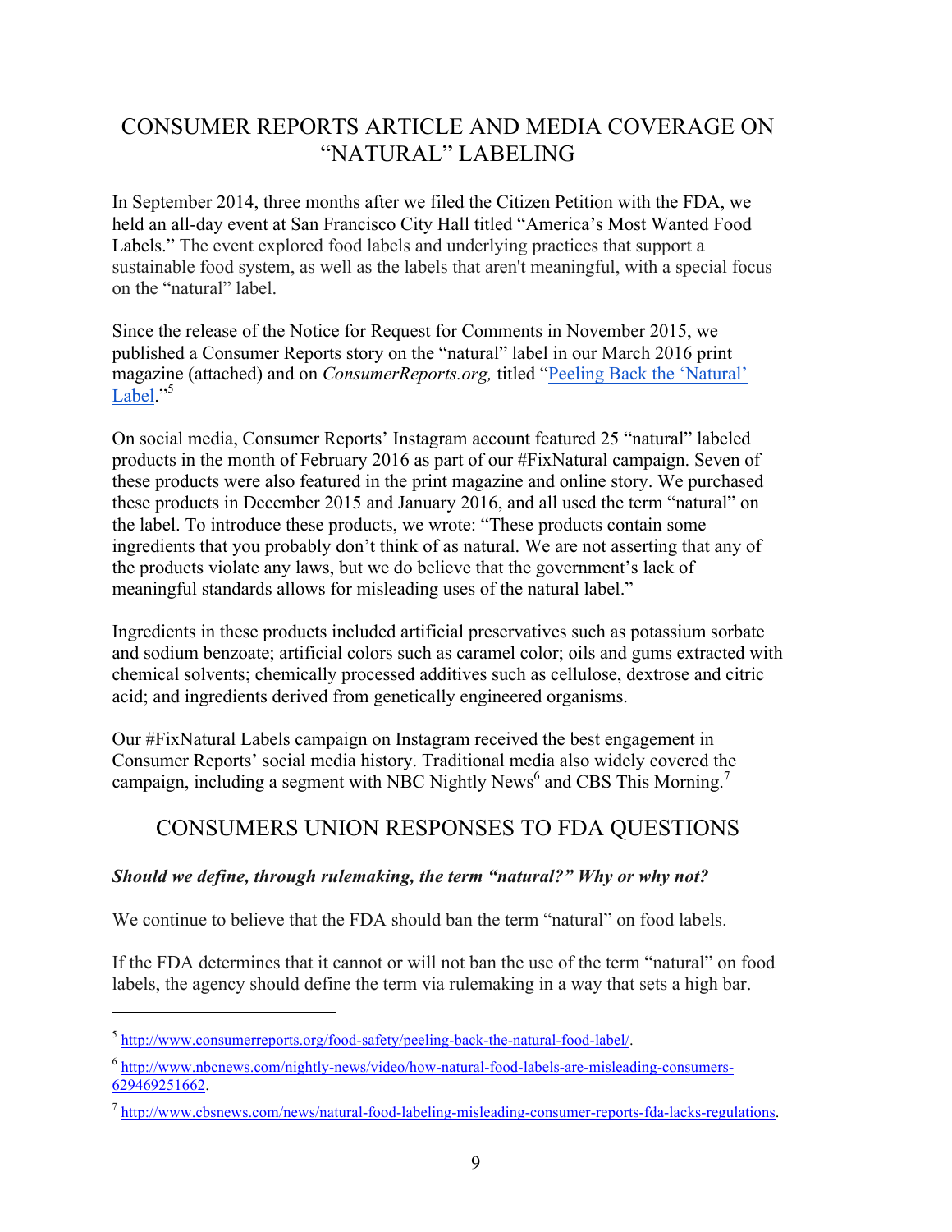## CONSUMER REPORTS ARTICLE AND MEDIA COVERAGE ON "NATURAL" LABELING

In September 2014, three months after we filed the Citizen Petition with the FDA, we held an all-day event at San Francisco City Hall titled "America's Most Wanted Food Labels." The event explored food labels and underlying practices that support a sustainable food system, as well as the labels that aren't meaningful, with a special focus on the "natural" label.

Since the release of the Notice for Request for Comments in November 2015, we published a Consumer Reports story on the "natural" label in our March 2016 print magazine (attached) and on *ConsumerReports.org,* titled "[Peeling Back the 'Natural' Label](http://www.consumerreports.org/food-safety/peeling-back-the-natural-food-label/)."[5]

On social media, Consumer Reports' Instagram account featured 25 "natural" labeled products in the month of February 2016 as part of our #FixNatural campaign. Seven of these products were also featured in the print magazine and online story. We purchased these products in December 2015 and January 2016, and all used the term "natural" on the label. To introduce these products, we wrote: "These products contain some ingredients that you probably don't think of as natural. We are not asserting that any of the products violate any laws, but we do believe that the government's lack of meaningful standards allows for misleading uses of the natural label."

Ingredients in these products included artificial preservatives such as potassium sorbate and sodium benzoate; artificial colors such as caramel color; oils and gums extracted with chemical solvents; chemically processed additives such as cellulose, dextrose and citric acid; and ingredients derived from genetically engineered organisms.

Our #FixNatural Labels campaign on Instagram received the best engagement in Consumer Reports' social media history. Traditional media also widely covered the campaign, including a segment with NBC Nightly News[6] and CBS This Morning.[7]

## CONSUMERS UNION RESPONSES TO FDA QUESTIONS

***Should we define, through rulemaking, the term "natural?" Why or why not?***

We continue to believe that the FDA should ban the term "natural" on food labels.

If the FDA determines that it cannot or will not ban the use of the term "natural" on food labels, the agency should define the term via rulemaking in a way that sets a high bar.

---

[5] http://www.consumerreports.org/food-safety/peeling-back-the-natural-food-label/.

[6] http://www.nbcnews.com/nightly-news/video/how-natural-food-labels-are-misleading-consumers-629469251662.

[7] http://www.cbsnews.com/news/natural-food-labeling-misleading-consumer-reports-fda-lacks-regulations.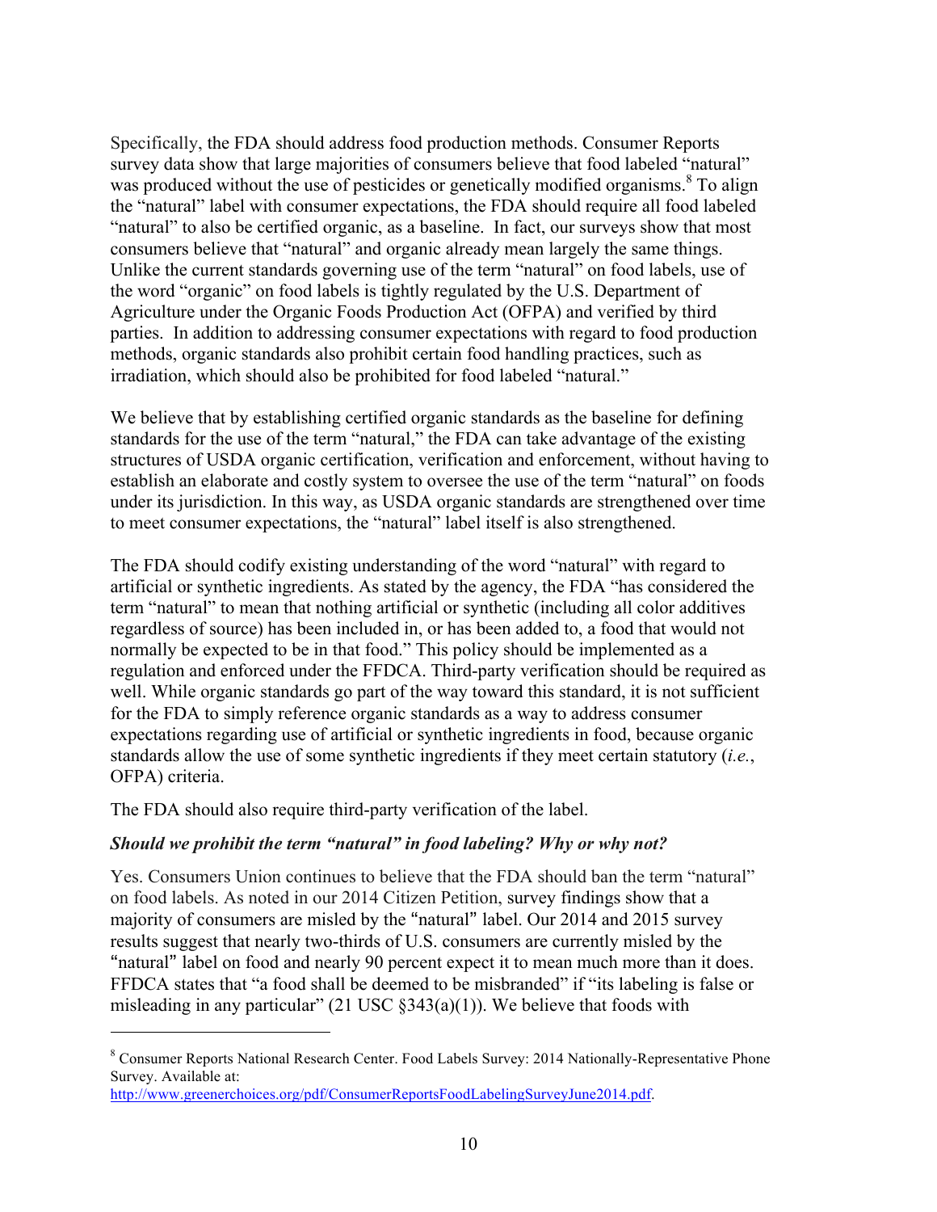Specifically, the FDA should address food production methods. Consumer Reports survey data show that large majorities of consumers believe that food labeled "natural" was produced without the use of pesticides or genetically modified organisms.[8] To align the "natural" label with consumer expectations, the FDA should require all food labeled "natural" to also be certified organic, as a baseline. In fact, our surveys show that most consumers believe that "natural" and organic already mean largely the same things. Unlike the current standards governing use of the term "natural" on food labels, use of the word "organic" on food labels is tightly regulated by the U.S. Department of Agriculture under the Organic Foods Production Act (OFPA) and verified by third parties. In addition to addressing consumer expectations with regard to food production methods, organic standards also prohibit certain food handling practices, such as irradiation, which should also be prohibited for food labeled "natural."

We believe that by establishing certified organic standards as the baseline for defining standards for the use of the term "natural," the FDA can take advantage of the existing structures of USDA organic certification, verification and enforcement, without having to establish an elaborate and costly system to oversee the use of the term "natural" on foods under its jurisdiction. In this way, as USDA organic standards are strengthened over time to meet consumer expectations, the "natural" label itself is also strengthened.

The FDA should codify existing understanding of the word "natural" with regard to artificial or synthetic ingredients. As stated by the agency, the FDA "has considered the term "natural" to mean that nothing artificial or synthetic (including all color additives regardless of source) has been included in, or has been added to, a food that would not normally be expected to be in that food." This policy should be implemented as a regulation and enforced under the FFDCA. Third-party verification should be required as well. While organic standards go part of the way toward this standard, it is not sufficient for the FDA to simply reference organic standards as a way to address consumer expectations regarding use of artificial or synthetic ingredients in food, because organic standards allow the use of some synthetic ingredients if they meet certain statutory (*i.e.*, OFPA) criteria.

The FDA should also require third-party verification of the label.

***Should we prohibit the term "natural" in food labeling? Why or why not?***

Yes. Consumers Union continues to believe that the FDA should ban the term "natural" on food labels. As noted in our 2014 Citizen Petition, survey findings show that a majority of consumers are misled by the "natural" label. Our 2014 and 2015 survey results suggest that nearly two-thirds of U.S. consumers are currently misled by the "natural" label on food and nearly 90 percent expect it to mean much more than it does. FFDCA states that "a food shall be deemed to be misbranded" if "its labeling is false or misleading in any particular" (21 USC §343(a)(1)). We believe that foods with

---

[8] Consumer Reports National Research Center. Food Labels Survey: 2014 Nationally-Representative Phone Survey. Available at: http://www.greenerchoices.org/pdf/ConsumerReportsFoodLabelingSurveyJune2014.pdf.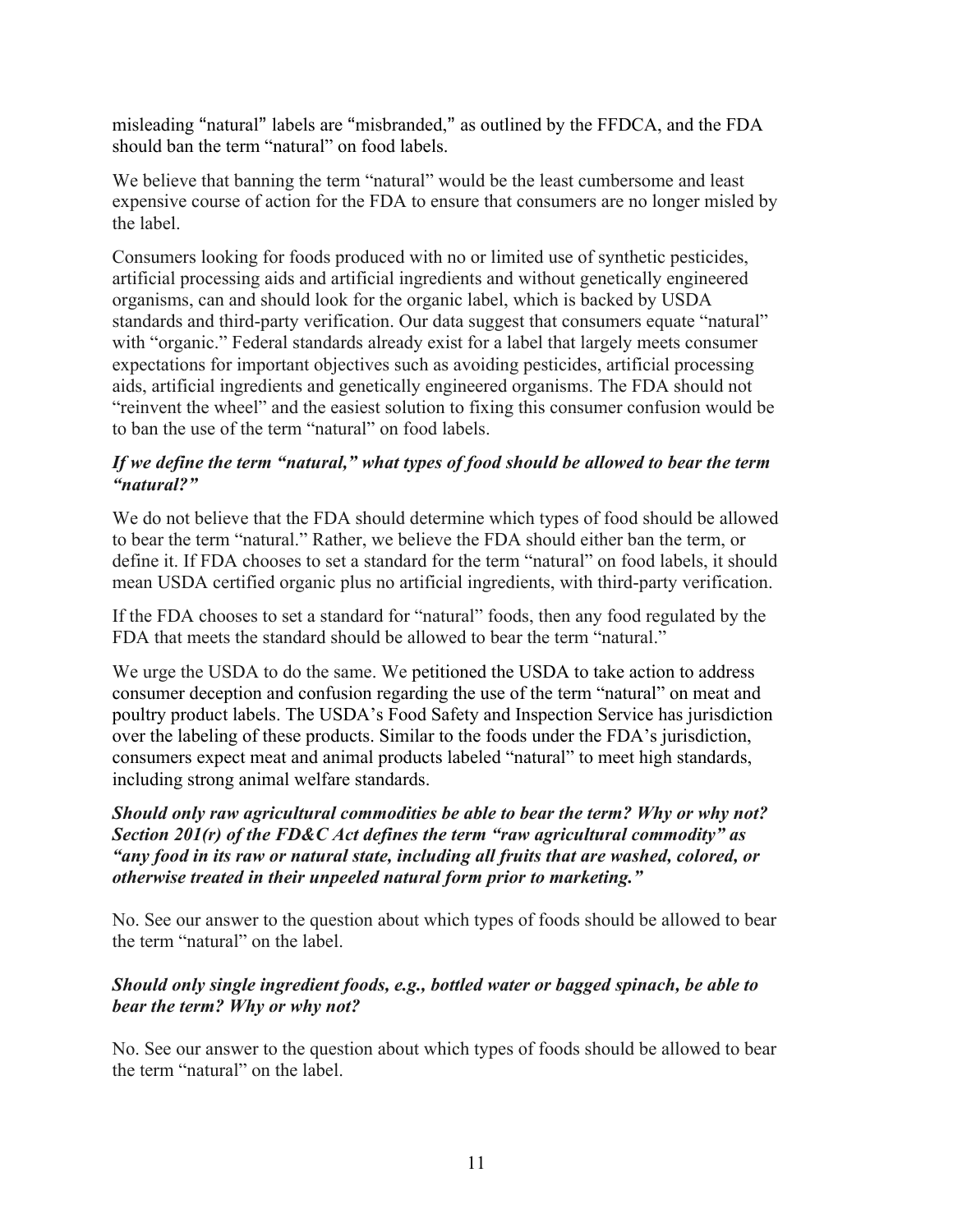misleading "natural" labels are "misbranded," as outlined by the FFDCA, and the FDA should ban the term "natural" on food labels.

We believe that banning the term "natural" would be the least cumbersome and least expensive course of action for the FDA to ensure that consumers are no longer misled by the label.

Consumers looking for foods produced with no or limited use of synthetic pesticides, artificial processing aids and artificial ingredients and without genetically engineered organisms, can and should look for the organic label, which is backed by USDA standards and third-party verification. Our data suggest that consumers equate "natural" with "organic." Federal standards already exist for a label that largely meets consumer expectations for important objectives such as avoiding pesticides, artificial processing aids, artificial ingredients and genetically engineered organisms. The FDA should not "reinvent the wheel" and the easiest solution to fixing this consumer confusion would be to ban the use of the term "natural" on food labels.

***If we define the term "natural," what types of food should be allowed to bear the term "natural?"***

We do not believe that the FDA should determine which types of food should be allowed to bear the term "natural." Rather, we believe the FDA should either ban the term, or define it. If FDA chooses to set a standard for the term "natural" on food labels, it should mean USDA certified organic plus no artificial ingredients, with third-party verification.

If the FDA chooses to set a standard for "natural" foods, then any food regulated by the FDA that meets the standard should be allowed to bear the term "natural."

We urge the USDA to do the same. We petitioned the USDA to take action to address consumer deception and confusion regarding the use of the term "natural" on meat and poultry product labels. The USDA's Food Safety and Inspection Service has jurisdiction over the labeling of these products. Similar to the foods under the FDA's jurisdiction, consumers expect meat and animal products labeled "natural" to meet high standards, including strong animal welfare standards.

***Should only raw agricultural commodities be able to bear the term? Why or why not? Section 201(r) of the FD&C Act defines the term "raw agricultural commodity" as "any food in its raw or natural state, including all fruits that are washed, colored, or otherwise treated in their unpeeled natural form prior to marketing."***

No. See our answer to the question about which types of foods should be allowed to bear the term "natural" on the label.

***Should only single ingredient foods, e.g., bottled water or bagged spinach, be able to bear the term? Why or why not?***

No. See our answer to the question about which types of foods should be allowed to bear the term "natural" on the label.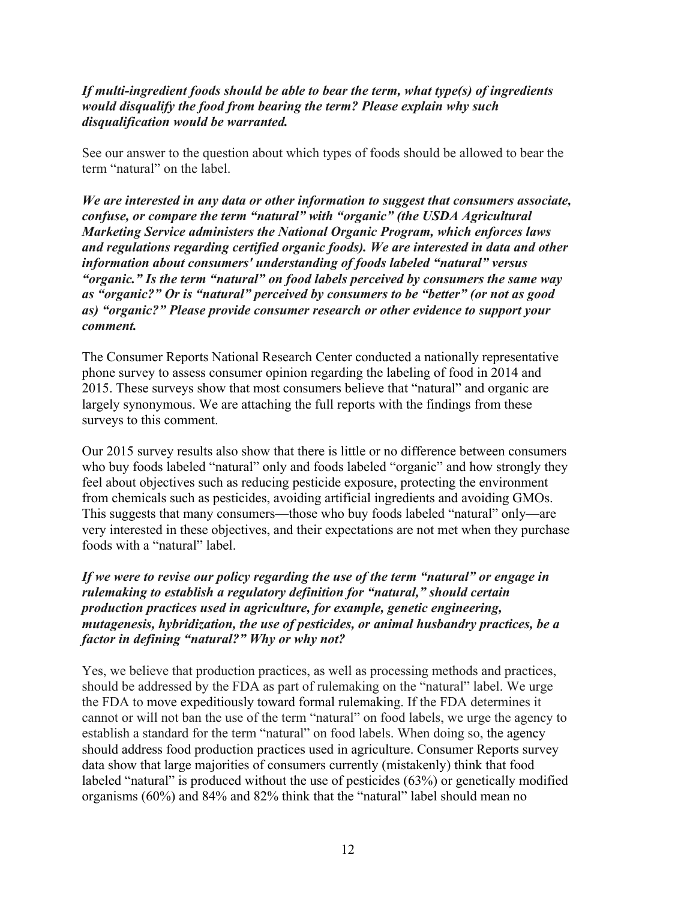***If multi-ingredient foods should be able to bear the term, what type(s) of ingredients would disqualify the food from bearing the term? Please explain why such disqualification would be warranted.***

See our answer to the question about which types of foods should be allowed to bear the term "natural" on the label.

***We are interested in any data or other information to suggest that consumers associate, confuse, or compare the term "natural" with "organic" (the USDA Agricultural Marketing Service administers the National Organic Program, which enforces laws and regulations regarding certified organic foods). We are interested in data and other information about consumers' understanding of foods labeled "natural" versus "organic." Is the term "natural" on food labels perceived by consumers the same way as "organic?" Or is "natural" perceived by consumers to be "better" (or not as good as) "organic?" Please provide consumer research or other evidence to support your comment.***

The Consumer Reports National Research Center conducted a nationally representative phone survey to assess consumer opinion regarding the labeling of food in 2014 and 2015. These surveys show that most consumers believe that "natural" and organic are largely synonymous. We are attaching the full reports with the findings from these surveys to this comment.

Our 2015 survey results also show that there is little or no difference between consumers who buy foods labeled "natural" only and foods labeled "organic" and how strongly they feel about objectives such as reducing pesticide exposure, protecting the environment from chemicals such as pesticides, avoiding artificial ingredients and avoiding GMOs. This suggests that many consumers—those who buy foods labeled "natural" only—are very interested in these objectives, and their expectations are not met when they purchase foods with a "natural" label.

***If we were to revise our policy regarding the use of the term "natural" or engage in rulemaking to establish a regulatory definition for "natural," should certain production practices used in agriculture, for example, genetic engineering, mutagenesis, hybridization, the use of pesticides, or animal husbandry practices, be a factor in defining "natural?" Why or why not?***

Yes, we believe that production practices, as well as processing methods and practices, should be addressed by the FDA as part of rulemaking on the "natural" label. We urge the FDA to move expeditiously toward formal rulemaking. If the FDA determines it cannot or will not ban the use of the term "natural" on food labels, we urge the agency to establish a standard for the term "natural" on food labels. When doing so, the agency should address food production practices used in agriculture. Consumer Reports survey data show that large majorities of consumers currently (mistakenly) think that food labeled "natural" is produced without the use of pesticides (63%) or genetically modified organisms (60%) and 84% and 82% think that the "natural" label should mean no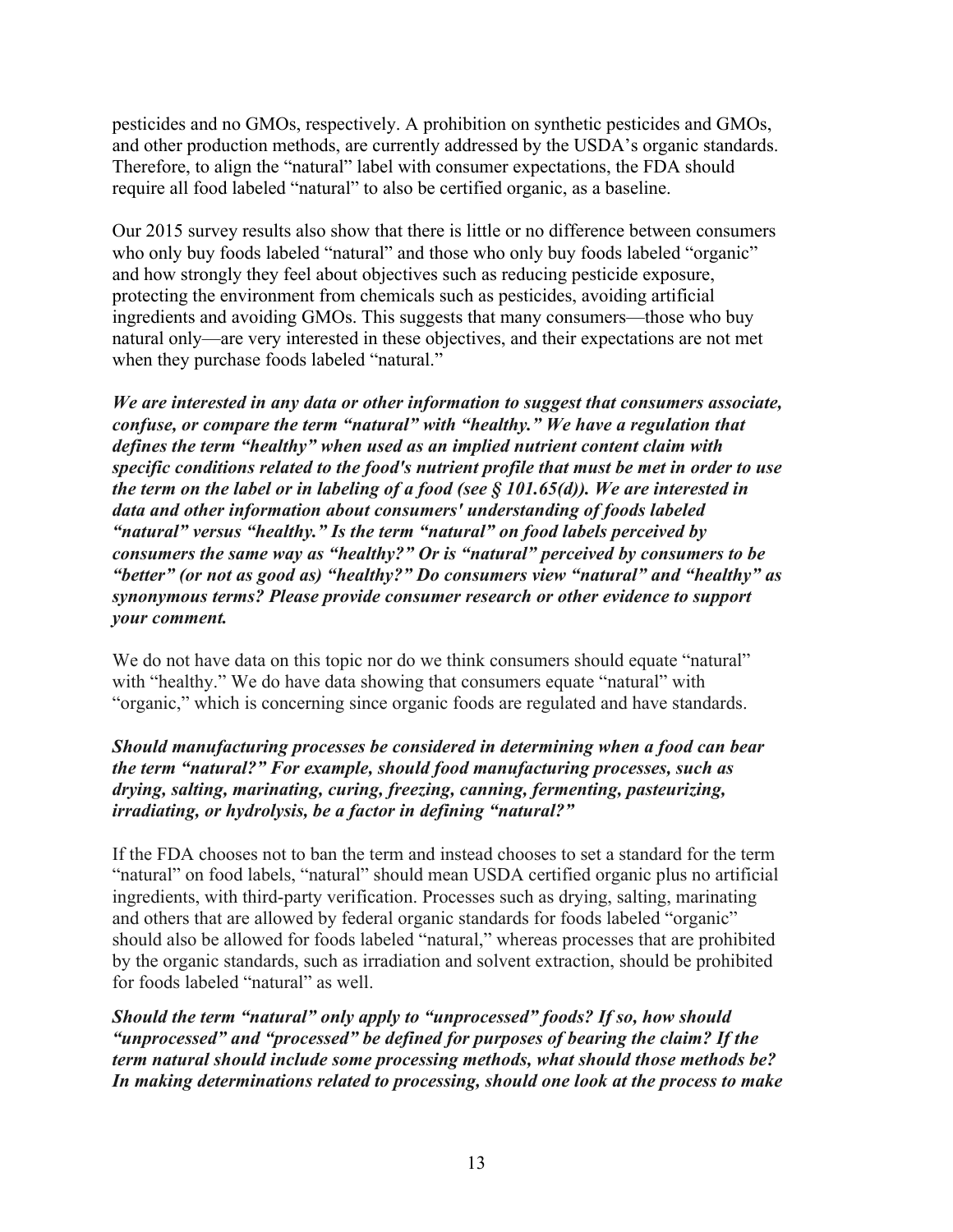pesticides and no GMOs, respectively. A prohibition on synthetic pesticides and GMOs, and other production methods, are currently addressed by the USDA's organic standards. Therefore, to align the "natural" label with consumer expectations, the FDA should require all food labeled "natural" to also be certified organic, as a baseline.

Our 2015 survey results also show that there is little or no difference between consumers who only buy foods labeled "natural" and those who only buy foods labeled "organic" and how strongly they feel about objectives such as reducing pesticide exposure, protecting the environment from chemicals such as pesticides, avoiding artificial ingredients and avoiding GMOs. This suggests that many consumers—those who buy natural only—are very interested in these objectives, and their expectations are not met when they purchase foods labeled "natural."

***We are interested in any data or other information to suggest that consumers associate, confuse, or compare the term "natural" with "healthy." We have a regulation that defines the term "healthy" when used as an implied nutrient content claim with specific conditions related to the food's nutrient profile that must be met in order to use the term on the label or in labeling of a food (see § 101.65(d)). We are interested in data and other information about consumers' understanding of foods labeled "natural" versus "healthy." Is the term "natural" on food labels perceived by consumers the same way as "healthy?" Or is "natural" perceived by consumers to be "better" (or not as good as) "healthy?" Do consumers view "natural" and "healthy" as synonymous terms? Please provide consumer research or other evidence to support your comment.***

We do not have data on this topic nor do we think consumers should equate "natural" with "healthy." We do have data showing that consumers equate "natural" with "organic," which is concerning since organic foods are regulated and have standards.

***Should manufacturing processes be considered in determining when a food can bear the term "natural?" For example, should food manufacturing processes, such as drying, salting, marinating, curing, freezing, canning, fermenting, pasteurizing, irradiating, or hydrolysis, be a factor in defining "natural?"***

If the FDA chooses not to ban the term and instead chooses to set a standard for the term "natural" on food labels, "natural" should mean USDA certified organic plus no artificial ingredients, with third-party verification. Processes such as drying, salting, marinating and others that are allowed by federal organic standards for foods labeled "organic" should also be allowed for foods labeled "natural," whereas processes that are prohibited by the organic standards, such as irradiation and solvent extraction, should be prohibited for foods labeled "natural" as well.

***Should the term "natural" only apply to "unprocessed" foods? If so, how should "unprocessed" and "processed" be defined for purposes of bearing the claim? If the term natural should include some processing methods, what should those methods be? In making determinations related to processing, should one look at the process to make***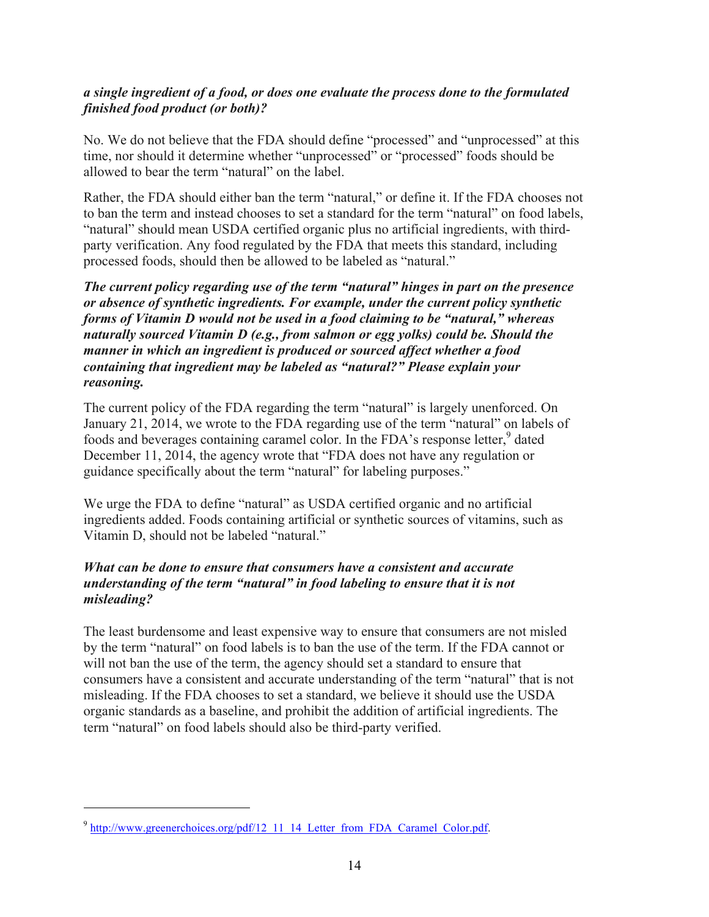***a single ingredient of a food, or does one evaluate the process done to the formulated finished food product (or both)?***

No. We do not believe that the FDA should define "processed" and "unprocessed" at this time, nor should it determine whether "unprocessed" or "processed" foods should be allowed to bear the term "natural" on the label.

Rather, the FDA should either ban the term "natural," or define it. If the FDA chooses not to ban the term and instead chooses to set a standard for the term "natural" on food labels, "natural" should mean USDA certified organic plus no artificial ingredients, with third-party verification. Any food regulated by the FDA that meets this standard, including processed foods, should then be allowed to be labeled as "natural."

***The current policy regarding use of the term "natural" hinges in part on the presence or absence of synthetic ingredients. For example, under the current policy synthetic forms of Vitamin D would not be used in a food claiming to be "natural," whereas naturally sourced Vitamin D (e.g., from salmon or egg yolks) could be. Should the manner in which an ingredient is produced or sourced affect whether a food containing that ingredient may be labeled as "natural?" Please explain your reasoning.***

The current policy of the FDA regarding the term "natural" is largely unenforced. On January 21, 2014, we wrote to the FDA regarding use of the term "natural" on labels of foods and beverages containing caramel color. In the FDA's response letter,[9] dated December 11, 2014, the agency wrote that "FDA does not have any regulation or guidance specifically about the term "natural" for labeling purposes."

We urge the FDA to define "natural" as USDA certified organic and no artificial ingredients added. Foods containing artificial or synthetic sources of vitamins, such as Vitamin D, should not be labeled "natural."

***What can be done to ensure that consumers have a consistent and accurate understanding of the term "natural" in food labeling to ensure that it is not misleading?***

The least burdensome and least expensive way to ensure that consumers are not misled by the term "natural" on food labels is to ban the use of the term. If the FDA cannot or will not ban the use of the term, the agency should set a standard to ensure that consumers have a consistent and accurate understanding of the term "natural" that is not misleading. If the FDA chooses to set a standard, we believe it should use the USDA organic standards as a baseline, and prohibit the addition of artificial ingredients. The term "natural" on food labels should also be third-party verified.

---

[9] http://www.greenerchoices.org/pdf/12_11_14_Letter_from_FDA_Caramel_Color.pdf.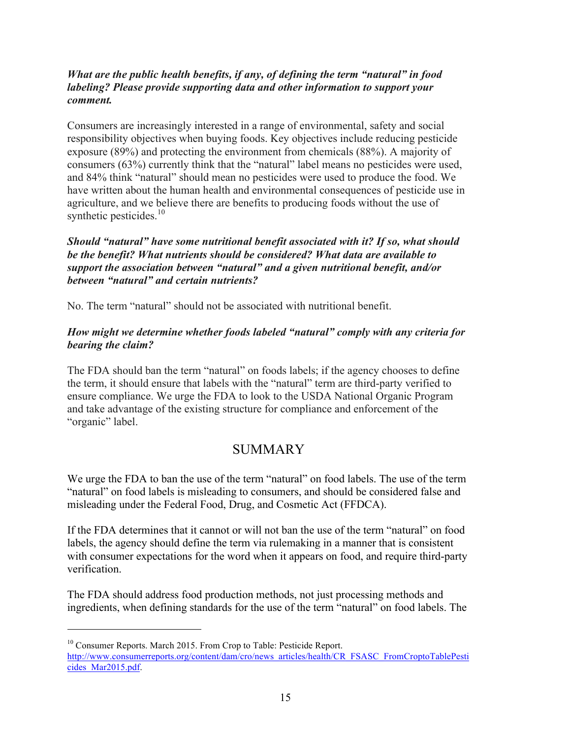***What are the public health benefits, if any, of defining the term "natural" in food labeling? Please provide supporting data and other information to support your comment.***

Consumers are increasingly interested in a range of environmental, safety and social responsibility objectives when buying foods. Key objectives include reducing pesticide exposure (89%) and protecting the environment from chemicals (88%). A majority of consumers (63%) currently think that the "natural" label means no pesticides were used, and 84% think "natural" should mean no pesticides were used to produce the food. We have written about the human health and environmental consequences of pesticide use in agriculture, and we believe there are benefits to producing foods without the use of synthetic pesticides.[10]

***Should "natural" have some nutritional benefit associated with it? If so, what should be the benefit? What nutrients should be considered? What data are available to support the association between "natural" and a given nutritional benefit, and/or between "natural" and certain nutrients?***

No. The term "natural" should not be associated with nutritional benefit.

***How might we determine whether foods labeled "natural" comply with any criteria for bearing the claim?***

The FDA should ban the term "natural" on foods labels; if the agency chooses to define the term, it should ensure that labels with the "natural" term are third-party verified to ensure compliance. We urge the FDA to look to the USDA National Organic Program and take advantage of the existing structure for compliance and enforcement of the "organic" label.

## SUMMARY

We urge the FDA to ban the use of the term "natural" on food labels. The use of the term "natural" on food labels is misleading to consumers, and should be considered false and misleading under the Federal Food, Drug, and Cosmetic Act (FFDCA).

If the FDA determines that it cannot or will not ban the use of the term "natural" on food labels, the agency should define the term via rulemaking in a manner that is consistent with consumer expectations for the word when it appears on food, and require third-party verification.

The FDA should address food production methods, not just processing methods and ingredients, when defining standards for the use of the term "natural" on food labels. The

---

[10] Consumer Reports. March 2015. From Crop to Table: Pesticide Report. http://www.consumerreports.org/content/dam/cro/news_articles/health/CR_FSASC_FromCroptoTablePesticides_Mar2015.pdf.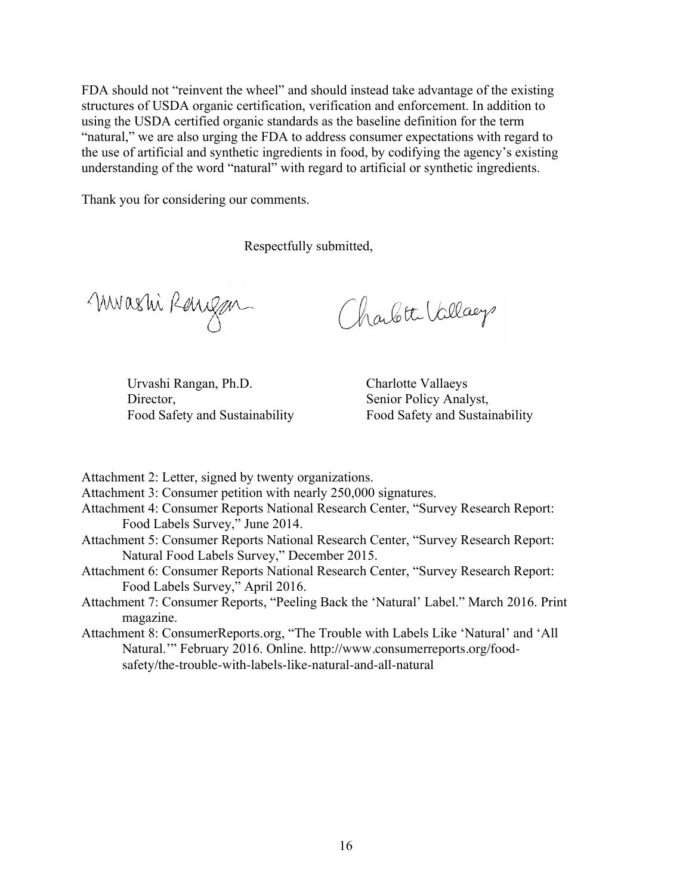FDA should not "reinvent the wheel" and should instead take advantage of the existing structures of USDA organic certification, verification and enforcement. In addition to using the USDA certified organic standards as the baseline definition for the term "natural," we are also urging the FDA to address consumer expectations with regard to the use of artificial and synthetic ingredients in food, by codifying the agency's existing understanding of the word "natural" with regard to artificial or synthetic ingredients.

Thank you for considering our comments.

Respectfully submitted,

Urvashi Rangan, Ph.D.
Director,
Food Safety and Sustainability

Charlotte Vallaeys
Senior Policy Analyst,
Food Safety and Sustainability

Attachment 2: Letter, signed by twenty organizations.

Attachment 3: Consumer petition with nearly 250,000 signatures.

Attachment 4: Consumer Reports National Research Center, "Survey Research Report: Food Labels Survey," June 2014.

Attachment 5: Consumer Reports National Research Center, "Survey Research Report: Natural Food Labels Survey," December 2015.

Attachment 6: Consumer Reports National Research Center, "Survey Research Report: Food Labels Survey," April 2016.

Attachment 7: Consumer Reports, "Peeling Back the 'Natural' Label." March 2016. Print magazine.

Attachment 8: ConsumerReports.org, "The Trouble with Labels Like 'Natural' and 'All Natural.'" February 2016. Online. http://www.consumerreports.org/food-safety/the-trouble-with-labels-like-natural-and-all-natural